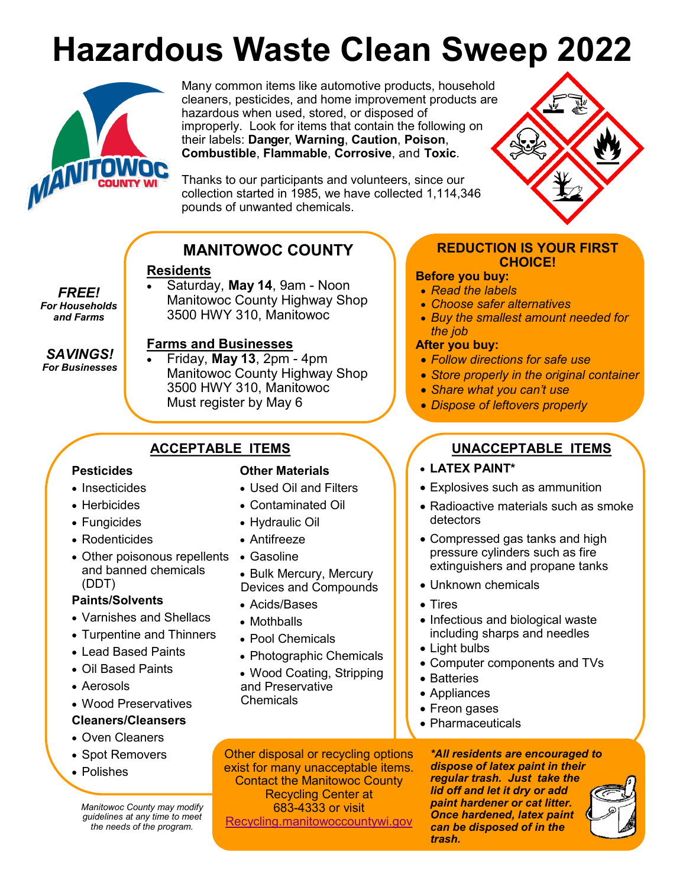# Hazardous Waste Clean Sweep 2022

Many common items like automotive products, household cleaners, pesticides, and home improvement products are hazardous when used, stored, or disposed of improperly. Look for items that contain the following on their labels: **Danger**, **Warning**, **Caution**, **Poison**, **Combustible**, **Flammable**, **Corrosive**, and **Toxic**.

Thanks to our participants and volunteers, since our collection started in 1985, we have collected 1,114,346 pounds of unwanted chemicals.

***FREE!***
***For Households and Farms***

***SAVINGS!***
***For Businesses***

## MANITOWOC COUNTY

**Residents**

- Saturday, **May 14**, 9am - Noon
  Manitowoc County Highway Shop
  3500 HWY 310, Manitowoc

**Farms and Businesses**

- Friday, **May 13**, 2pm - 4pm
  Manitowoc County Highway Shop
  3500 HWY 310, Manitowoc
  Must register by May 6

## REDUCTION IS YOUR FIRST CHOICE!

**Before you buy:**

- *Read the labels*
- *Choose safer alternatives*
- *Buy the smallest amount needed for the job*

**After you buy:**

- *Follow directions for safe use*
- *Store properly in the original container*
- *Share what you can't use*
- *Dispose of leftovers properly*

## ACCEPTABLE ITEMS

**Pesticides**

- Insecticides
- Herbicides
- Fungicides
- Rodenticides
- Other poisonous repellents and banned chemicals (DDT)

**Paints/Solvents**

- Varnishes and Shellacs
- Turpentine and Thinners
- Lead Based Paints
- Oil Based Paints
- Aerosols
- Wood Preservatives

**Cleaners/Cleansers**

- Oven Cleaners
- Spot Removers
- Polishes

**Other Materials**

- Used Oil and Filters
- Contaminated Oil
- Hydraulic Oil
- Antifreeze
- Gasoline
- Bulk Mercury, Mercury Devices and Compounds
- Acids/Bases
- Mothballs
- Pool Chemicals
- Photographic Chemicals
- Wood Coating, Stripping and Preservative Chemicals

## UNACCEPTABLE ITEMS

- **LATEX PAINT***
- Explosives such as ammunition
- Radioactive materials such as smoke detectors
- Compressed gas tanks and high pressure cylinders such as fire extinguishers and propane tanks
- Unknown chemicals
- Tires
- Infectious and biological waste including sharps and needles
- Light bulbs
- Computer components and TVs
- Batteries
- Appliances
- Freon gases
- Pharmaceuticals

Other disposal or recycling options exist for many unacceptable items. Contact the Manitowoc County Recycling Center at 683-4333 or visit Recycling.manitowoccountywi.gov

***All residents are encouraged to dispose of latex paint in their regular trash. Just take the lid off and let it dry or add paint hardener or cat litter. Once hardened, latex paint can be disposed of in the trash.***

*Manitowoc County may modify guidelines at any time to meet the needs of the program.*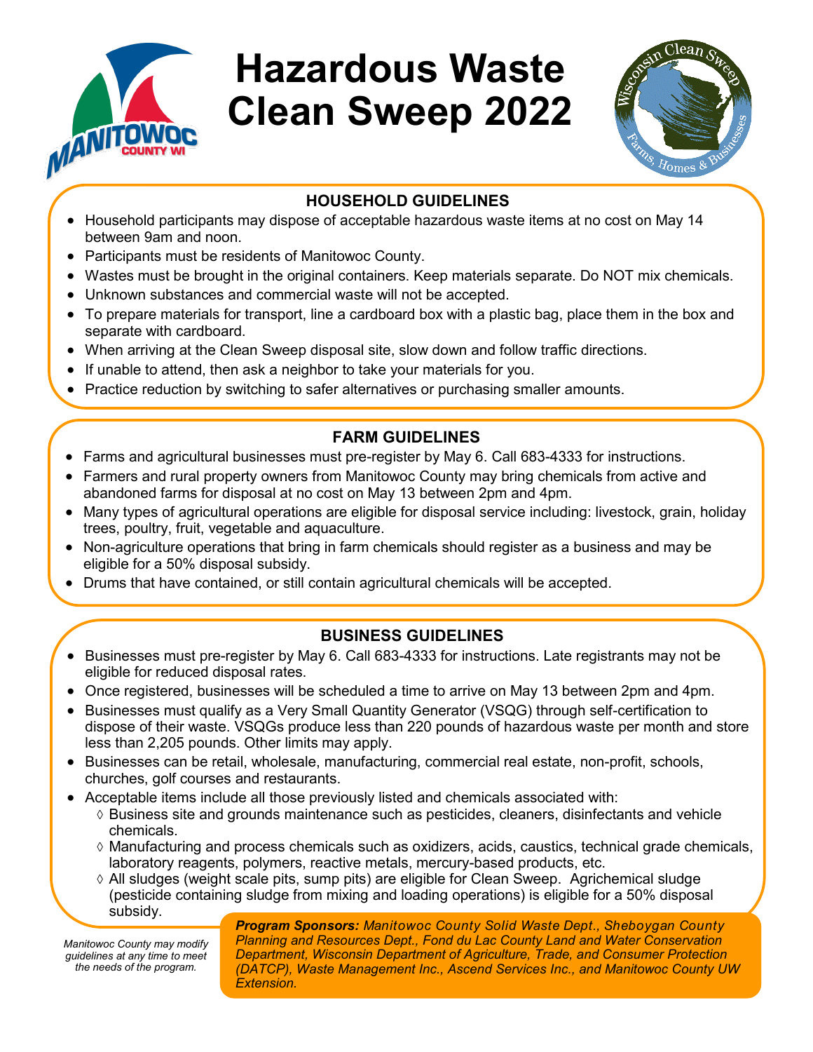# Hazardous Waste Clean Sweep 2022

## HOUSEHOLD GUIDELINES

- Household participants may dispose of acceptable hazardous waste items at no cost on May 14 between 9am and noon.
- Participants must be residents of Manitowoc County.
- Wastes must be brought in the original containers. Keep materials separate. Do NOT mix chemicals.
- Unknown substances and commercial waste will not be accepted.
- To prepare materials for transport, line a cardboard box with a plastic bag, place them in the box and separate with cardboard.
- When arriving at the Clean Sweep disposal site, slow down and follow traffic directions.
- If unable to attend, then ask a neighbor to take your materials for you.
- Practice reduction by switching to safer alternatives or purchasing smaller amounts.

## FARM GUIDELINES

- Farms and agricultural businesses must pre-register by May 6. Call 683-4333 for instructions.
- Farmers and rural property owners from Manitowoc County may bring chemicals from active and abandoned farms for disposal at no cost on May 13 between 2pm and 4pm.
- Many types of agricultural operations are eligible for disposal service including: livestock, grain, holiday trees, poultry, fruit, vegetable and aquaculture.
- Non-agriculture operations that bring in farm chemicals should register as a business and may be eligible for a 50% disposal subsidy.
- Drums that have contained, or still contain agricultural chemicals will be accepted.

## BUSINESS GUIDELINES

- Businesses must pre-register by May 6. Call 683-4333 for instructions. Late registrants may not be eligible for reduced disposal rates.
- Once registered, businesses will be scheduled a time to arrive on May 13 between 2pm and 4pm.
- Businesses must qualify as a Very Small Quantity Generator (VSQG) through self-certification to dispose of their waste. VSQGs produce less than 220 pounds of hazardous waste per month and store less than 2,205 pounds. Other limits may apply.
- Businesses can be retail, wholesale, manufacturing, commercial real estate, non-profit, schools, churches, golf courses and restaurants.
- Acceptable items include all those previously listed and chemicals associated with:
  - Business site and grounds maintenance such as pesticides, cleaners, disinfectants and vehicle chemicals.
  - Manufacturing and process chemicals such as oxidizers, acids, caustics, technical grade chemicals, laboratory reagents, polymers, reactive metals, mercury-based products, etc.
  - All sludges (weight scale pits, sump pits) are eligible for Clean Sweep. Agrichemical sludge (pesticide containing sludge from mixing and loading operations) is eligible for a 50% disposal subsidy.

*Manitowoc County may modify guidelines at any time to meet the needs of the program.*

***Program Sponsors:*** *Manitowoc County Solid Waste Dept., Sheboygan County Planning and Resources Dept., Fond du Lac County Land and Water Conservation Department, Wisconsin Department of Agriculture, Trade, and Consumer Protection (DATCP), Waste Management Inc., Ascend Services Inc., and Manitowoc County UW Extension.*